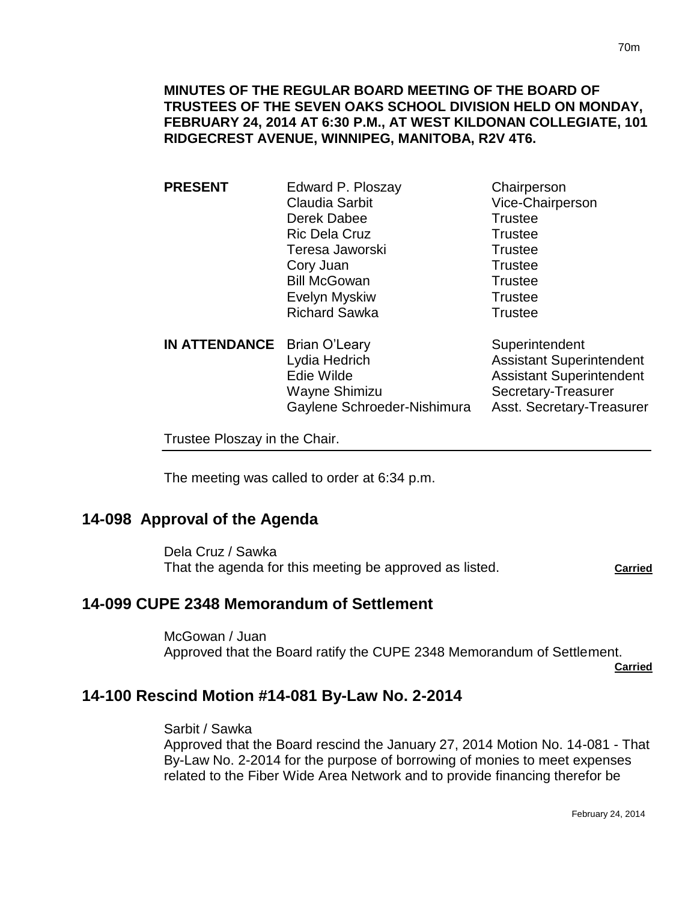**MINUTES OF THE REGULAR BOARD MEETING OF THE BOARD OF TRUSTEES OF THE SEVEN OAKS SCHOOL DIVISION HELD ON MONDAY, FEBRUARY 24, 2014 AT 6:30 P.M., AT WEST KILDONAN COLLEGIATE, 101 RIDGECREST AVENUE, WINNIPEG, MANITOBA, R2V 4T6.**

| | | |
|---|---|---|
| **PRESENT** | Edward P. Ploszay | Chairperson |
| | Claudia Sarbit | Vice-Chairperson |
| | Derek Dabee | Trustee |
| | Ric Dela Cruz | Trustee |
| | Teresa Jaworski | Trustee |
| | Cory Juan | Trustee |
| | Bill McGowan | Trustee |
| | Evelyn Myskiw | Trustee |
| | Richard Sawka | Trustee |
| **IN ATTENDANCE** | Brian O'Leary | Superintendent |
| | Lydia Hedrich | Assistant Superintendent |
| | Edie Wilde | Assistant Superintendent |
| | Wayne Shimizu | Secretary-Treasurer |
| | Gaylene Schroeder-Nishimura | Asst. Secretary-Treasurer |

Trustee Ploszay in the Chair.

The meeting was called to order at 6:34 p.m.

## 14-098 Approval of the Agenda

Dela Cruz / Sawka
That the agenda for this meeting be approved as listed. **Carried**

## 14-099 CUPE 2348 Memorandum of Settlement

McGowan / Juan
Approved that the Board ratify the CUPE 2348 Memorandum of Settlement. **Carried**

## 14-100 Rescind Motion #14-081 By-Law No. 2-2014

Sarbit / Sawka
Approved that the Board rescind the January 27, 2014 Motion No. 14-081 - That By-Law No. 2-2014 for the purpose of borrowing of monies to meet expenses related to the Fiber Wide Area Network and to provide financing therefor be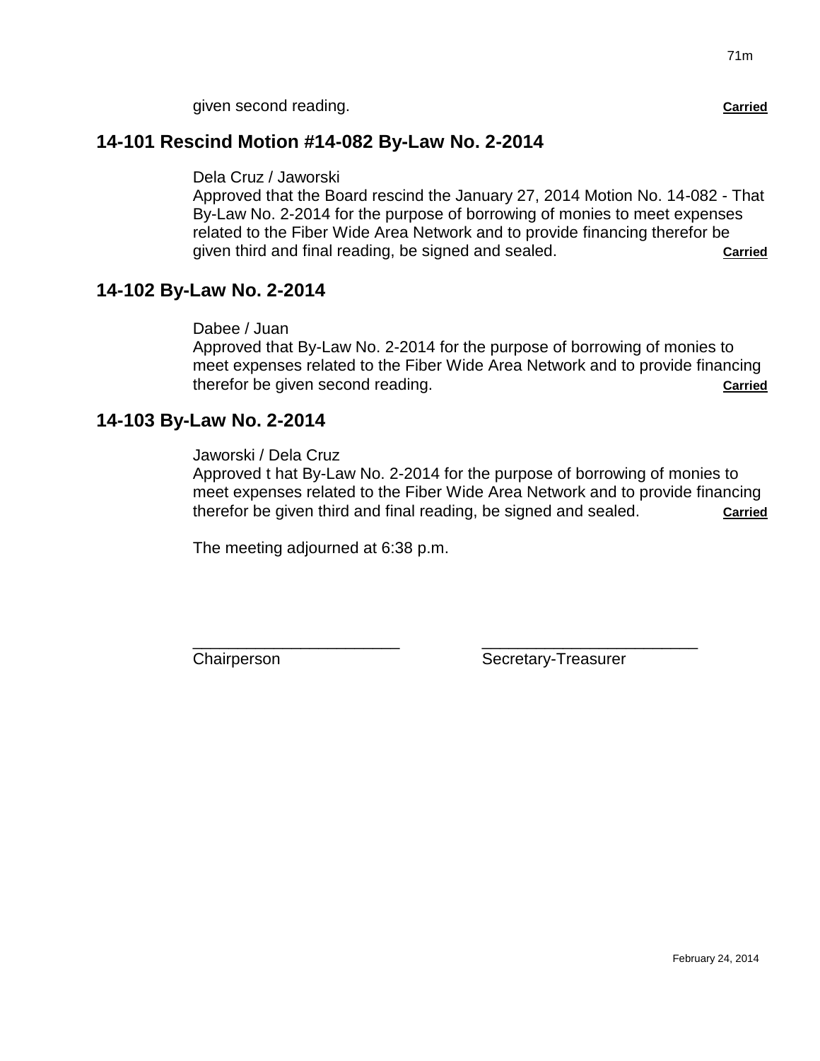given second reading. **Carried**

## 14-101 Rescind Motion #14-082 By-Law No. 2-2014

Dela Cruz / Jaworski
Approved that the Board rescind the January 27, 2014 Motion No. 14-082 - That By-Law No. 2-2014 for the purpose of borrowing of monies to meet expenses related to the Fiber Wide Area Network and to provide financing therefor be given third and final reading, be signed and sealed. **Carried**

## 14-102 By-Law No. 2-2014

Dabee / Juan
Approved that By-Law No. 2-2014 for the purpose of borrowing of monies to meet expenses related to the Fiber Wide Area Network and to provide financing therefor be given second reading. **Carried**

## 14-103 By-Law No. 2-2014

Jaworski / Dela Cruz
Approved t hat By-Law No. 2-2014 for the purpose of borrowing of monies to meet expenses related to the Fiber Wide Area Network and to provide financing therefor be given third and final reading, be signed and sealed. **Carried**

The meeting adjourned at 6:38 p.m.

\_\_\_\_\_\_\_\_\_\_\_\_\_\_\_\_\_\_\_\_\_\_\_\_ \_\_\_\_\_\_\_\_\_\_\_\_\_\_\_\_\_\_\_\_\_\_\_\_\_
Chairperson Secretary-Treasurer